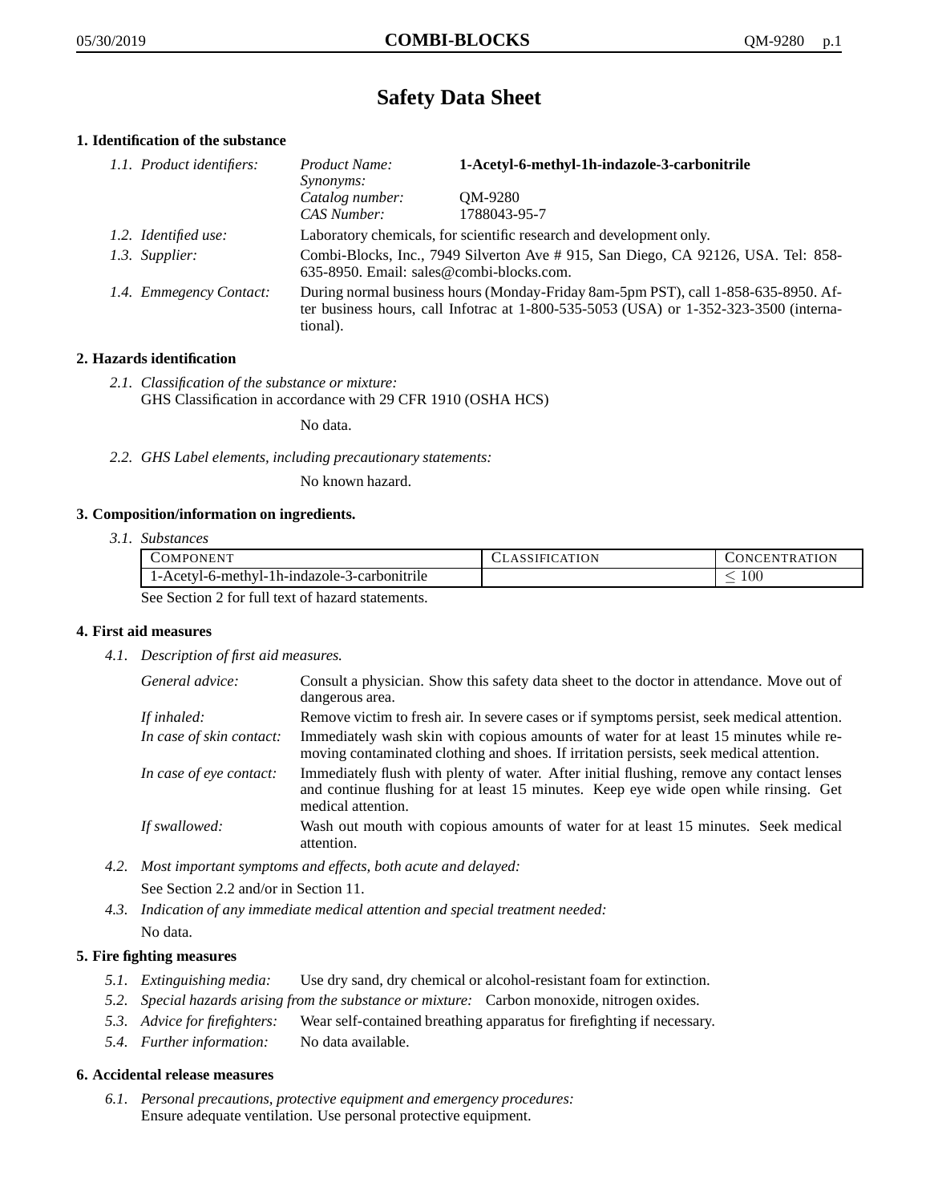# Safety Data Sheet

## 1. Identification of the substance

*1.1. Product identifiers:*

| | |
|---|---|
| *Product Name:* | **1-Acetyl-6-methyl-1h-indazole-3-carbonitrile** |
| *Synonyms:* | |
| *Catalog number:* | QM-9280 |
| *CAS Number:* | 1788043-95-7 |

*1.2. Identified use:* Laboratory chemicals, for scientific research and development only.

*1.3. Supplier:* Combi-Blocks, Inc., 7949 Silverton Ave # 915, San Diego, CA 92126, USA. Tel: 858-635-8950. Email: sales@combi-blocks.com.

*1.4. Emmegency Contact:* During normal business hours (Monday-Friday 8am-5pm PST), call 1-858-635-8950. After business hours, call Infotrac at 1-800-535-5053 (USA) or 1-352-323-3500 (international).

## 2. Hazards identification

*2.1. Classification of the substance or mixture:*
GHS Classification in accordance with 29 CFR 1910 (OSHA HCS)

No data.

*2.2. GHS Label elements, including precautionary statements:*

No known hazard.

## 3. Composition/information on ingredients.

*3.1. Substances*

| Component | Classification | Concentration |
|---|---|---|
| 1-Acetyl-6-methyl-1h-indazole-3-carbonitrile | | $\leq 100$ |

See Section 2 for full text of hazard statements.

## 4. First aid measures

*4.1. Description of first aid measures.*

*General advice:* Consult a physician. Show this safety data sheet to the doctor in attendance. Move out of dangerous area.

*If inhaled:* Remove victim to fresh air. In severe cases or if symptoms persist, seek medical attention.

*In case of skin contact:* Immediately wash skin with copious amounts of water for at least 15 minutes while removing contaminated clothing and shoes. If irritation persists, seek medical attention.

*In case of eye contact:* Immediately flush with plenty of water. After initial flushing, remove any contact lenses and continue flushing for at least 15 minutes. Keep eye wide open while rinsing. Get medical attention.

*If swallowed:* Wash out mouth with copious amounts of water for at least 15 minutes. Seek medical attention.

*4.2. Most important symptoms and effects, both acute and delayed:*

See Section 2.2 and/or in Section 11.

*4.3. Indication of any immediate medical attention and special treatment needed:*

No data.

## 5. Fire fighting measures

*5.1. Extinguishing media:* Use dry sand, dry chemical or alcohol-resistant foam for extinction.

*5.2. Special hazards arising from the substance or mixture:* Carbon monoxide, nitrogen oxides.

*5.3. Advice for firefighters:* Wear self-contained breathing apparatus for firefighting if necessary.

*5.4. Further information:* No data available.

## 6. Accidental release measures

*6.1. Personal precautions, protective equipment and emergency procedures:*
Ensure adequate ventilation. Use personal protective equipment.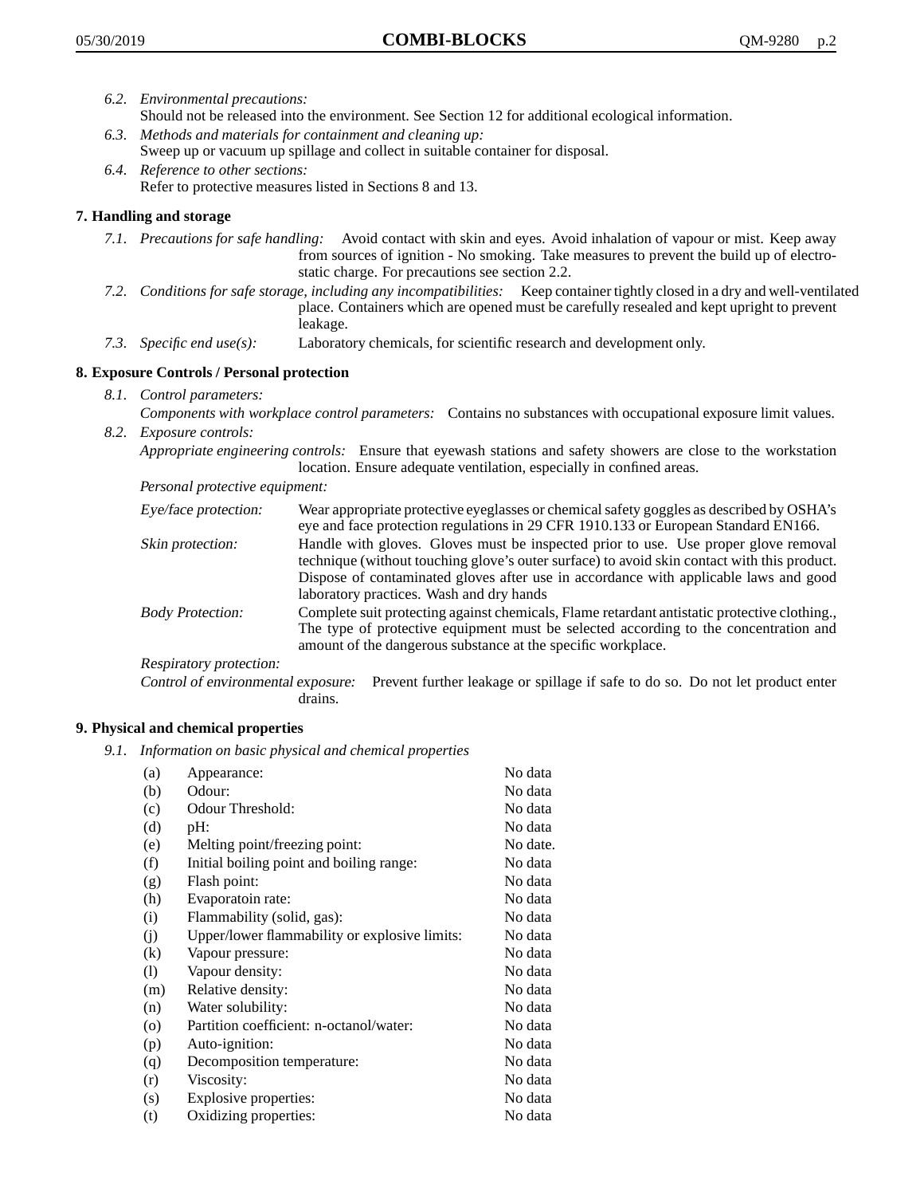*6.2. Environmental precautions:*
Should not be released into the environment. See Section 12 for additional ecological information.

*6.3. Methods and materials for containment and cleaning up:*
Sweep up or vacuum up spillage and collect in suitable container for disposal.

*6.4. Reference to other sections:*
Refer to protective measures listed in Sections 8 and 13.

## 7. Handling and storage

*7.1. Precautions for safe handling:* Avoid contact with skin and eyes. Avoid inhalation of vapour or mist. Keep away from sources of ignition - No smoking. Take measures to prevent the build up of electrostatic charge. For precautions see section 2.2.

*7.2. Conditions for safe storage, including any incompatibilities:* Keep container tightly closed in a dry and well-ventilated place. Containers which are opened must be carefully resealed and kept upright to prevent leakage.

*7.3. Specific end use(s):* Laboratory chemicals, for scientific research and development only.

## 8. Exposure Controls / Personal protection

*8.1. Control parameters:*
*Components with workplace control parameters:* Contains no substances with occupational exposure limit values.

*8.2. Exposure controls:*
*Appropriate engineering controls:* Ensure that eyewash stations and safety showers are close to the workstation location. Ensure adequate ventilation, especially in confined areas.

*Personal protective equipment:*

*Eye/face protection:* Wear appropriate protective eyeglasses or chemical safety goggles as described by OSHA's eye and face protection regulations in 29 CFR 1910.133 or European Standard EN166.

*Skin protection:* Handle with gloves. Gloves must be inspected prior to use. Use proper glove removal technique (without touching glove's outer surface) to avoid skin contact with this product. Dispose of contaminated gloves after use in accordance with applicable laws and good laboratory practices. Wash and dry hands

*Body Protection:* Complete suit protecting against chemicals, Flame retardant antistatic protective clothing., The type of protective equipment must be selected according to the concentration and amount of the dangerous substance at the specific workplace.

*Respiratory protection:*

*Control of environmental exposure:* Prevent further leakage or spillage if safe to do so. Do not let product enter drains.

## 9. Physical and chemical properties

*9.1. Information on basic physical and chemical properties*

| | | |
|---|---|---|
| (a) | Appearance: | No data |
| (b) | Odour: | No data |
| (c) | Odour Threshold: | No data |
| (d) | pH: | No data |
| (e) | Melting point/freezing point: | No date. |
| (f) | Initial boiling point and boiling range: | No data |
| (g) | Flash point: | No data |
| (h) | Evaporatoin rate: | No data |
| (i) | Flammability (solid, gas): | No data |
| (j) | Upper/lower flammability or explosive limits: | No data |
| (k) | Vapour pressure: | No data |
| (l) | Vapour density: | No data |
| (m) | Relative density: | No data |
| (n) | Water solubility: | No data |
| (o) | Partition coefficient: n-octanol/water: | No data |
| (p) | Auto-ignition: | No data |
| (q) | Decomposition temperature: | No data |
| (r) | Viscosity: | No data |
| (s) | Explosive properties: | No data |
| (t) | Oxidizing properties: | No data |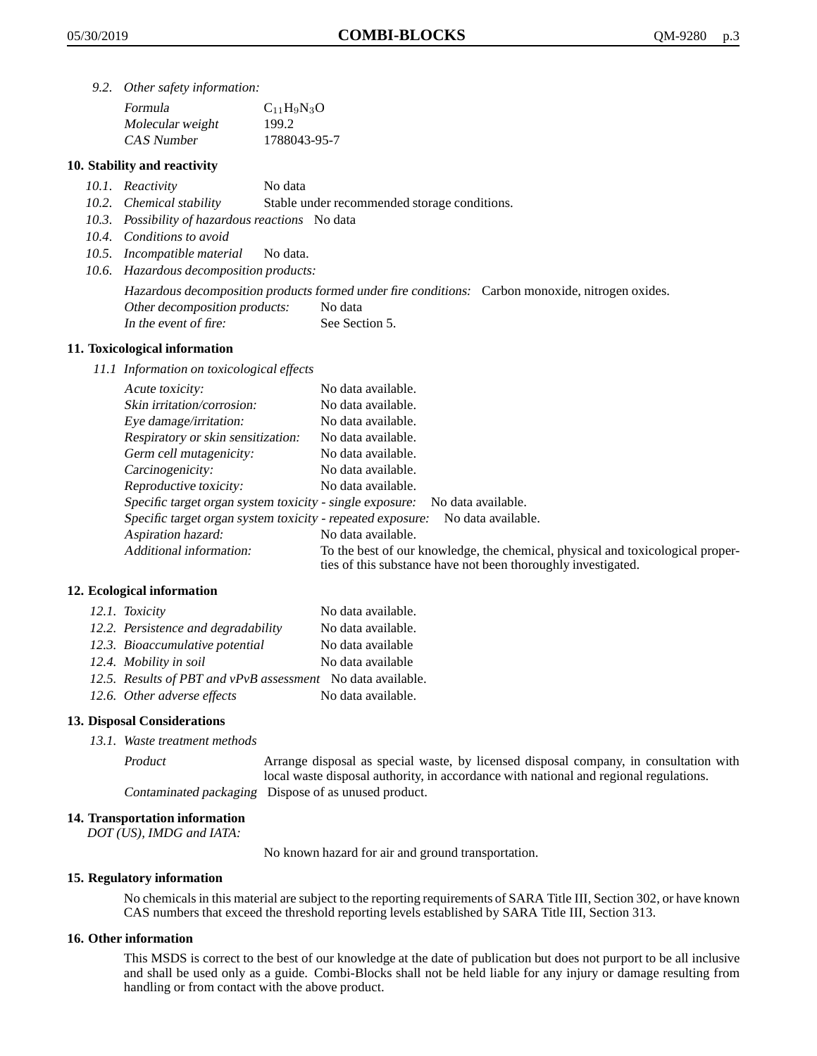*9.2. Other safety information:*

| | |
|---|---|
| *Formula* | $C_{11}H_9N_3O$ |
| *Molecular weight* | 199.2 |
| *CAS Number* | 1788043-95-7 |

## 10. Stability and reactivity

*10.1. Reactivity* No data

*10.2. Chemical stability* Stable under recommended storage conditions.

*10.3. Possibility of hazardous reactions* No data

*10.4. Conditions to avoid*

*10.5. Incompatible material* No data.

*10.6. Hazardous decomposition products:*

*Hazardous decomposition products formed under fire conditions:* Carbon monoxide, nitrogen oxides.

*Other decomposition products:* No data

*In the event of fire:* See Section 5.

## 11. Toxicological information

*11.1 Information on toxicological effects*

| | |
|---|---|
| *Acute toxicity:* | No data available. |
| *Skin irritation/corrosion:* | No data available. |
| *Eye damage/irritation:* | No data available. |
| *Respiratory or skin sensitization:* | No data available. |
| *Germ cell mutagenicity:* | No data available. |
| *Carcinogenicity:* | No data available. |
| *Reproductive toxicity:* | No data available. |
| *Specific target organ system toxicity - single exposure:* | No data available. |
| *Specific target organ system toxicity - repeated exposure:* | No data available. |
| *Aspiration hazard:* | No data available. |
| *Additional information:* | To the best of our knowledge, the chemical, physical and toxicological properties of this substance have not been thoroughly investigated. |

## 12. Ecological information

| | |
|---|---|
| *12.1. Toxicity* | No data available. |
| *12.2. Persistence and degradability* | No data available. |
| *12.3. Bioaccumulative potential* | No data available |
| *12.4. Mobility in soil* | No data available |
| *12.5. Results of PBT and vPvB assessment* | No data available. |
| *12.6. Other adverse effects* | No data available. |

## 13. Disposal Considerations

*13.1. Waste treatment methods*

*Product* Arrange disposal as special waste, by licensed disposal company, in consultation with local waste disposal authority, in accordance with national and regional regulations.

*Contaminated packaging* Dispose of as unused product.

## 14. Transportation information

*DOT (US), IMDG and IATA:*

No known hazard for air and ground transportation.

## 15. Regulatory information

No chemicals in this material are subject to the reporting requirements of SARA Title III, Section 302, or have known CAS numbers that exceed the threshold reporting levels established by SARA Title III, Section 313.

## 16. Other information

This MSDS is correct to the best of our knowledge at the date of publication but does not purport to be all inclusive and shall be used only as a guide. Combi-Blocks shall not be held liable for any injury or damage resulting from handling or from contact with the above product.